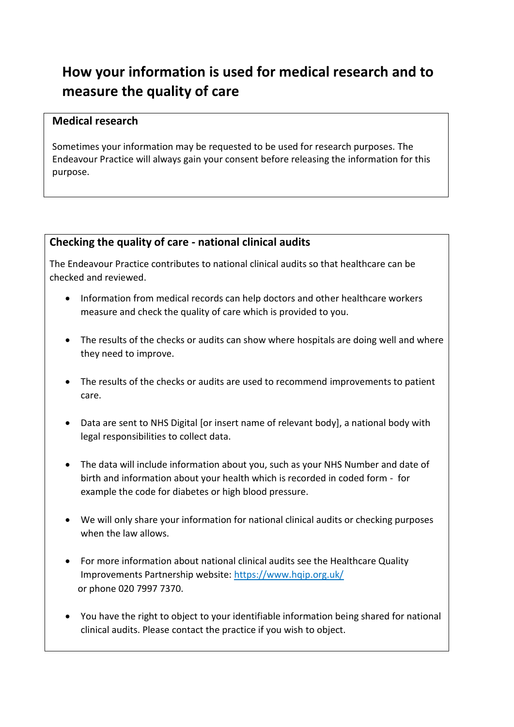# How your information is used for medical research and to measure the quality of care

## Medical research

Sometimes your information may be requested to be used for research purposes. The Endeavour Practice will always gain your consent before releasing the information for this purpose.

## Checking the quality of care - national clinical audits

The Endeavour Practice contributes to national clinical audits so that healthcare can be checked and reviewed.

- Information from medical records can help doctors and other healthcare workers measure and check the quality of care which is provided to you.
- The results of the checks or audits can show where hospitals are doing well and where they need to improve.
- The results of the checks or audits are used to recommend improvements to patient care.
- Data are sent to NHS Digital [or insert name of relevant body], a national body with legal responsibilities to collect data.
- The data will include information about you, such as your NHS Number and date of birth and information about your health which is recorded in coded form - for example the code for diabetes or high blood pressure.
- We will only share your information for national clinical audits or checking purposes when the law allows.
- For more information about national clinical audits see the Healthcare Quality Improvements Partnership website: https://www.hqip.org.uk/ or phone 020 7997 7370.
- You have the right to object to your identifiable information being shared for national clinical audits. Please contact the practice if you wish to object.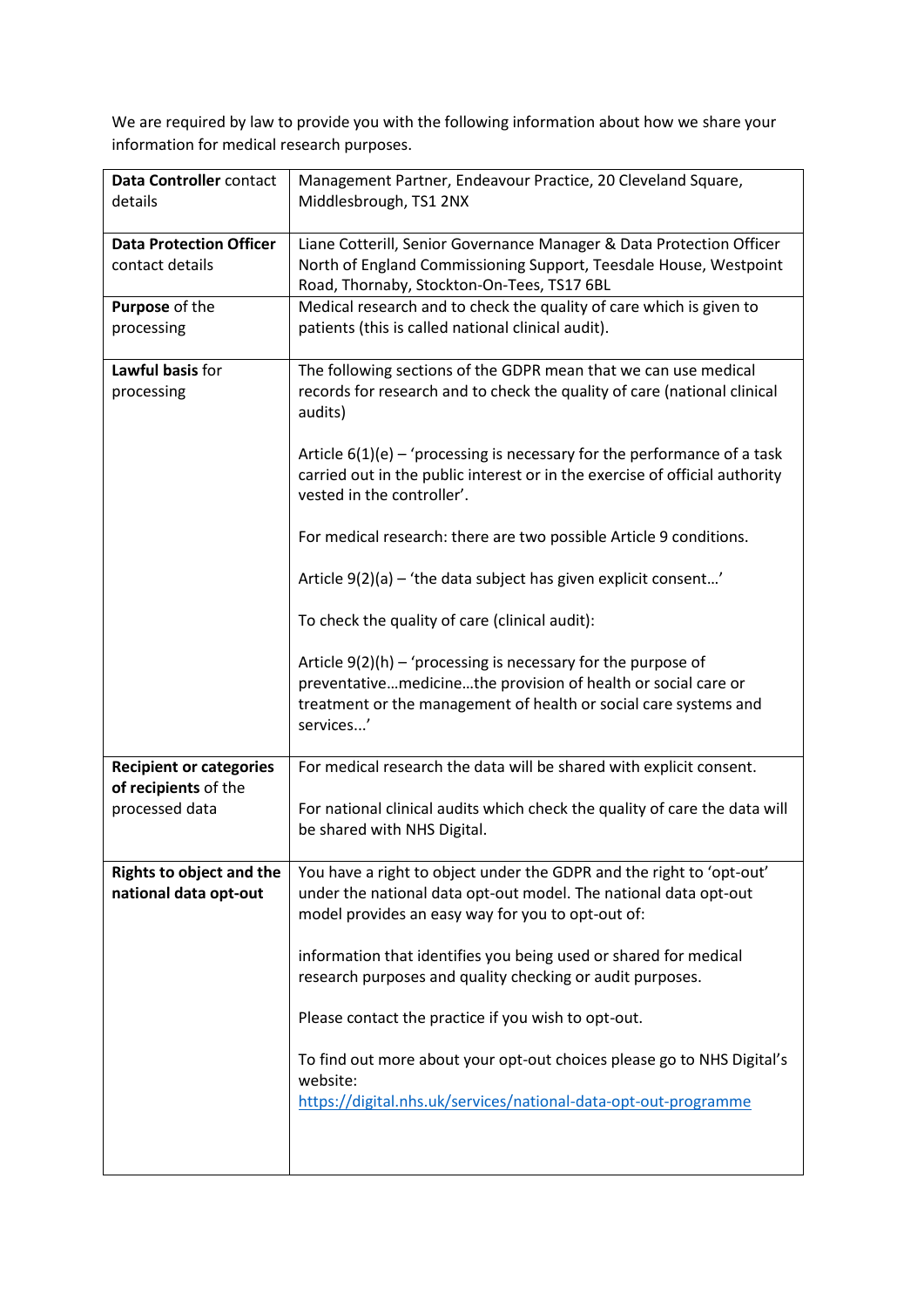We are required by law to provide you with the following information about how we share your information for medical research purposes.

| | |
|---|---|
| **Data Controller** contact details | Management Partner, Endeavour Practice, 20 Cleveland Square, Middlesbrough, TS1 2NX |
| **Data Protection Officer** contact details | Liane Cotterill, Senior Governance Manager & Data Protection Officer North of England Commissioning Support, Teesdale House, Westpoint Road, Thornaby, Stockton-On-Tees, TS17 6BL |
| **Purpose** of the processing | Medical research and to check the quality of care which is given to patients (this is called national clinical audit). |
| **Lawful basis** for processing | The following sections of the GDPR mean that we can use medical records for research and to check the quality of care (national clinical audits)<br><br>Article 6(1)(e) – 'processing is necessary for the performance of a task carried out in the public interest or in the exercise of official authority vested in the controller'.<br><br>For medical research: there are two possible Article 9 conditions.<br><br>Article 9(2)(a) – 'the data subject has given explicit consent…'<br><br>To check the quality of care (clinical audit):<br><br>Article 9(2)(h) – 'processing is necessary for the purpose of preventative…medicine…the provision of health or social care or treatment or the management of health or social care systems and services...' |
| **Recipient or categories of recipients** of the processed data | For medical research the data will be shared with explicit consent.<br><br>For national clinical audits which check the quality of care the data will be shared with NHS Digital. |
| **Rights to object and the national data opt-out** | You have a right to object under the GDPR and the right to 'opt-out' under the national data opt-out model. The national data opt-out model provides an easy way for you to opt-out of:<br><br>information that identifies you being used or shared for medical research purposes and quality checking or audit purposes.<br><br>Please contact the practice if you wish to opt-out.<br><br>To find out more about your opt-out choices please go to NHS Digital's website:<br>https://digital.nhs.uk/services/national-data-opt-out-programme |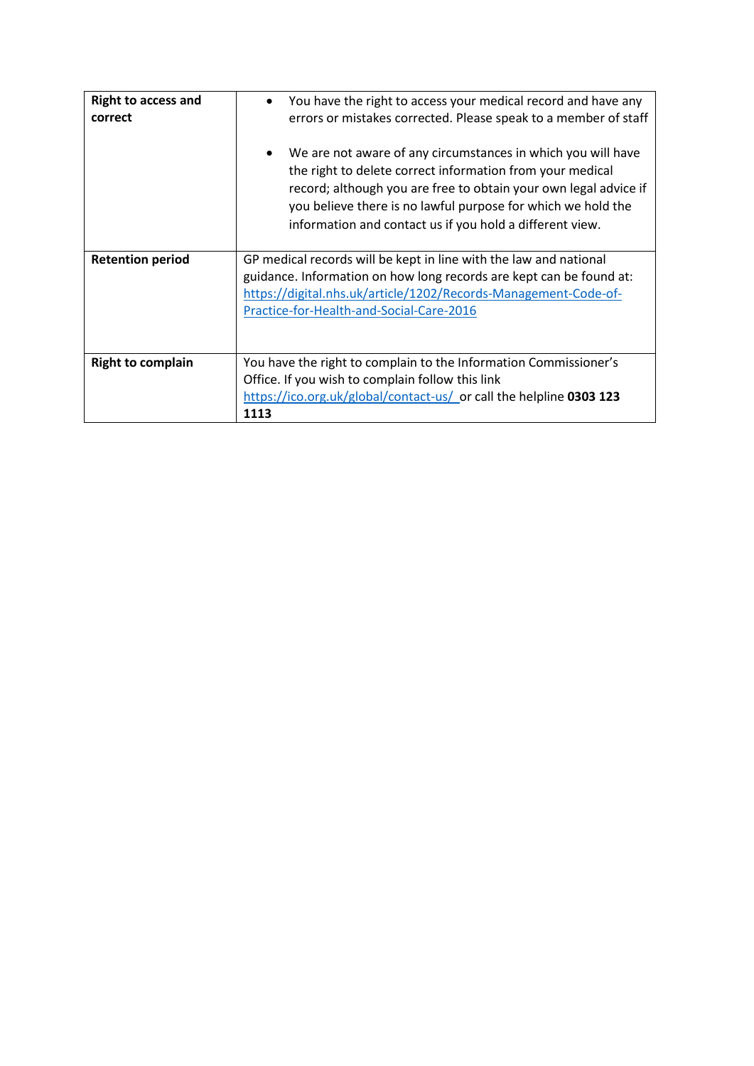| | |
|---|---|
| **Right to access and correct** | • You have the right to access your medical record and have any errors or mistakes corrected. Please speak to a member of staff<br><br>• We are not aware of any circumstances in which you will have the right to delete correct information from your medical record; although you are free to obtain your own legal advice if you believe there is no lawful purpose for which we hold the information and contact us if you hold a different view. |
| **Retention period** | GP medical records will be kept in line with the law and national guidance. Information on how long records are kept can be found at: https://digital.nhs.uk/article/1202/Records-Management-Code-of-Practice-for-Health-and-Social-Care-2016 |
| **Right to complain** | You have the right to complain to the Information Commissioner's Office. If you wish to complain follow this link https://ico.org.uk/global/contact-us/ or call the helpline **0303 123 1113** |